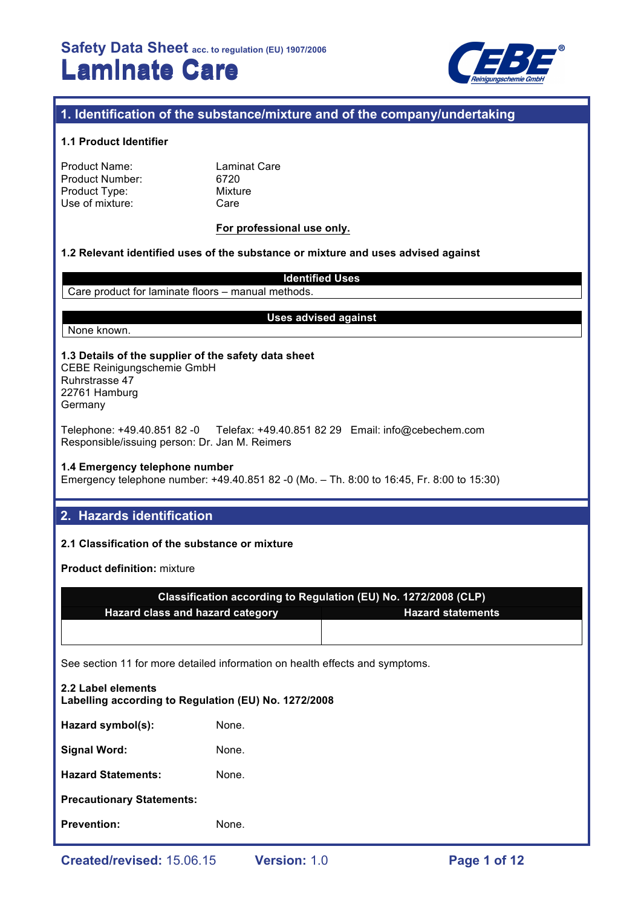# Safety Data Sheet acc. to regulation (EU) 1907/2006

# Laminate Care

## 1. Identification of the substance/mixture and of the company/undertaking

### 1.1 Product Identifier

Product Name: Laminat Care
Product Number: 6720
Product Type: Mixture
Use of mixture: Care

**For professional use only.**

### 1.2 Relevant identified uses of the substance or mixture and uses advised against

| Identified Uses |
|---|
| Care product for laminate floors – manual methods. |

| Uses advised against |
|---|
| None known. |

### 1.3 Details of the supplier of the safety data sheet

CEBE Reinigungschemie GmbH
Ruhrstrasse 47
22761 Hamburg
Germany

Telephone: +49.40.851 82 -0 Telefax: +49.40.851 82 29 Email: info@cebechem.com
Responsible/issuing person: Dr. Jan M. Reimers

### 1.4 Emergency telephone number

Emergency telephone number: +49.40.851 82 -0 (Mo. – Th. 8:00 to 16:45, Fr. 8:00 to 15:30)

## 2. Hazards identification

### 2.1 Classification of the substance or mixture

**Product definition:** mixture

| Classification according to Regulation (EU) No. 1272/2008 (CLP) | |
|---|---|
| **Hazard class and hazard category** | **Hazard statements** |
| | |

See section 11 for more detailed information on health effects and symptoms.

### 2.2 Label elements

**Labelling according to Regulation (EU) No. 1272/2008**

**Hazard symbol(s):** None.

**Signal Word:** None.

**Hazard Statements:** None.

**Precautionary Statements:**

**Prevention:** None.

**Created/revised:** 15.06.15 **Version:** 1.0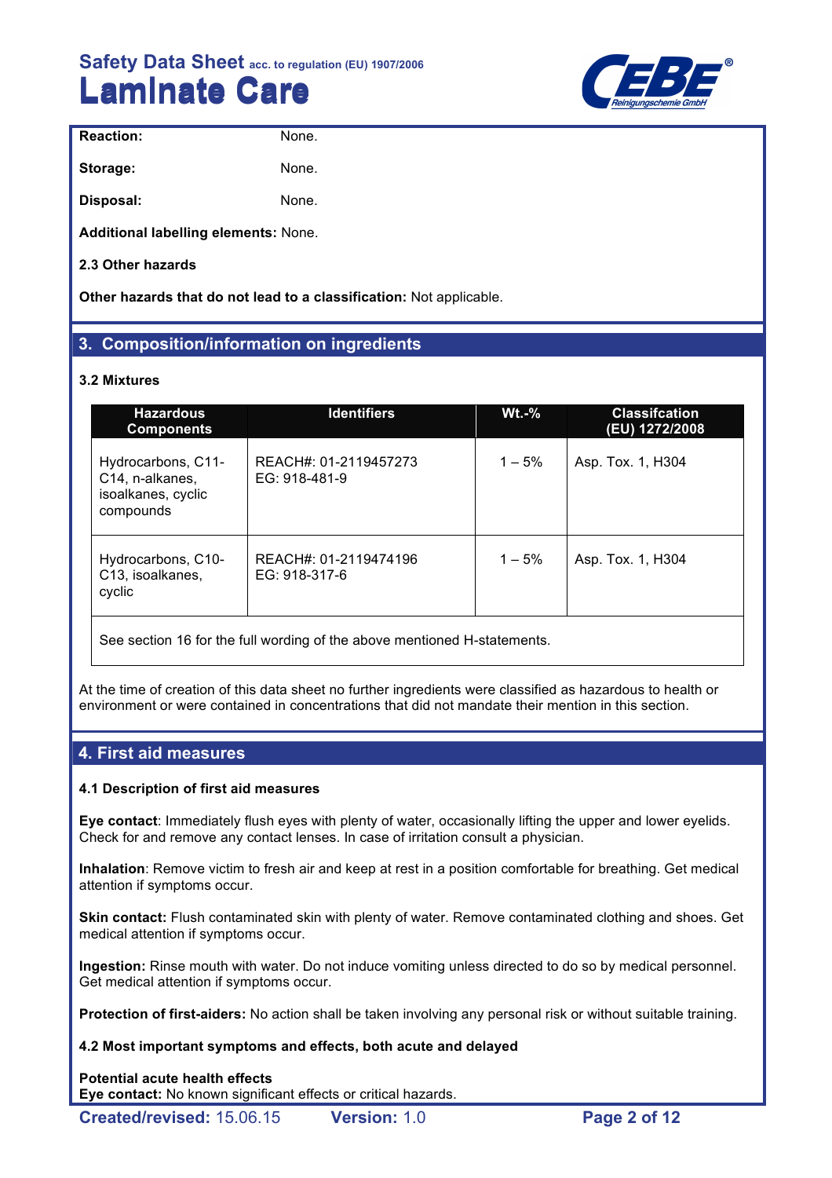**Reaction:** None.

**Storage:** None.

**Disposal:** None.

**Additional labelling elements:** None.

**2.3 Other hazards**

**Other hazards that do not lead to a classification:** Not applicable.

## 3. Composition/information on ingredients

**3.2 Mixtures**

| Hazardous Components | Identifiers | Wt.-% | Classifcation (EU) 1272/2008 |
|---|---|---|---|
| Hydrocarbons, C11-C14, n-alkanes, isoalkanes, cyclic compounds | REACH#: 01-2119457273 EG: 918-481-9 | 1 – 5% | Asp. Tox. 1, H304 |
| Hydrocarbons, C10-C13, isoalkanes, cyclic | REACH#: 01-2119474196 EG: 918-317-6 | 1 – 5% | Asp. Tox. 1, H304 |
| See section 16 for the full wording of the above mentioned H-statements. | | | |

At the time of creation of this data sheet no further ingredients were classified as hazardous to health or environment or were contained in concentrations that did not mandate their mention in this section.

## 4. First aid measures

**4.1 Description of first aid measures**

**Eye contact**: Immediately flush eyes with plenty of water, occasionally lifting the upper and lower eyelids. Check for and remove any contact lenses. In case of irritation consult a physician.

**Inhalation**: Remove victim to fresh air and keep at rest in a position comfortable for breathing. Get medical attention if symptoms occur.

**Skin contact:** Flush contaminated skin with plenty of water. Remove contaminated clothing and shoes. Get medical attention if symptoms occur.

**Ingestion:** Rinse mouth with water. Do not induce vomiting unless directed to do so by medical personnel. Get medical attention if symptoms occur.

**Protection of first-aiders:** No action shall be taken involving any personal risk or without suitable training.

**4.2 Most important symptoms and effects, both acute and delayed**

**Potential acute health effects**

**Eye contact:** No known significant effects or critical hazards.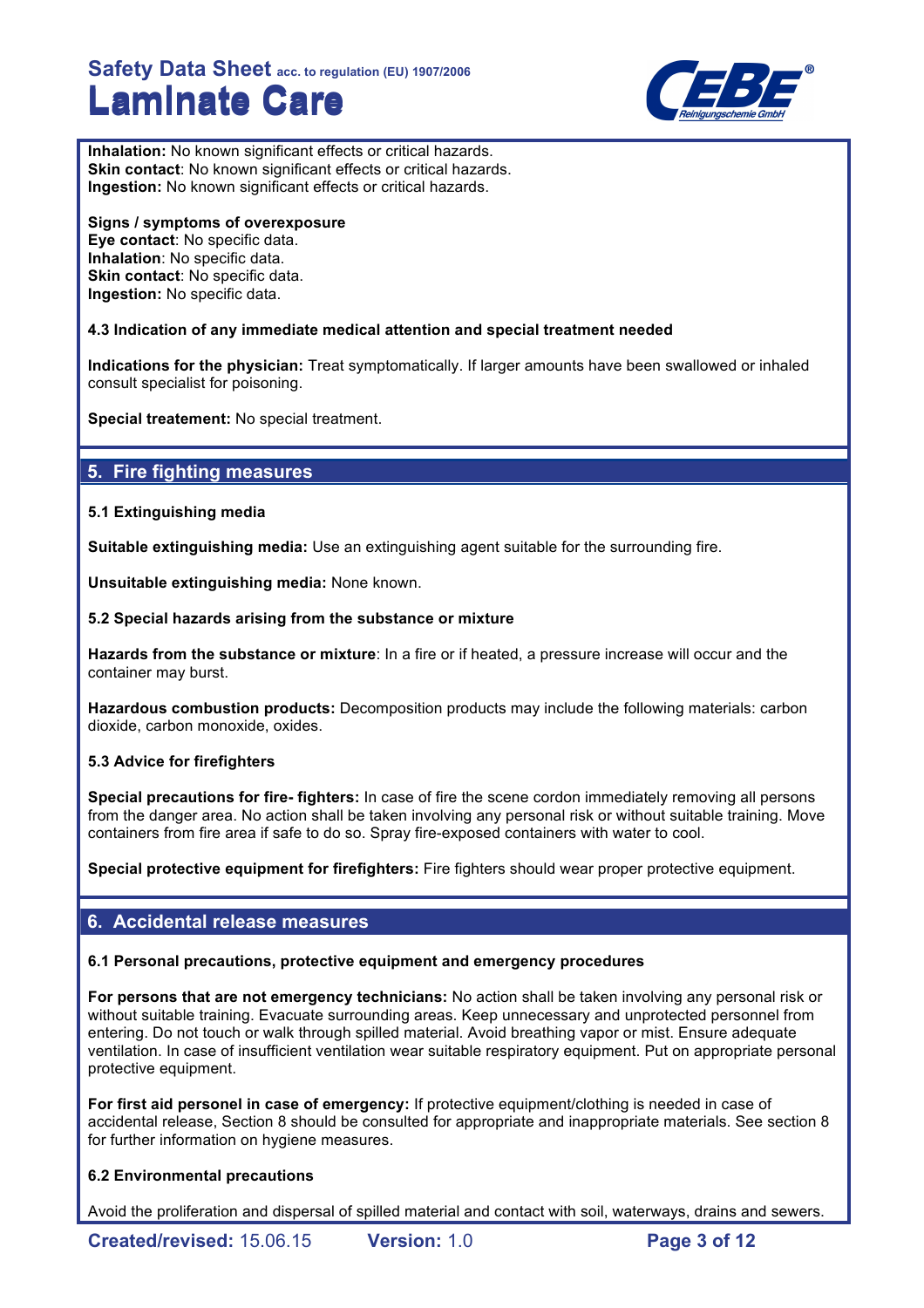**Inhalation:** No known significant effects or critical hazards.
**Skin contact**: No known significant effects or critical hazards.
**Ingestion:** No known significant effects or critical hazards.

**Signs / symptoms of overexposure**
**Eye contact**: No specific data.
**Inhalation**: No specific data.
**Skin contact**: No specific data.
**Ingestion:** No specific data.

**4.3 Indication of any immediate medical attention and special treatment needed**

**Indications for the physician:** Treat symptomatically. If larger amounts have been swallowed or inhaled consult specialist for poisoning.

**Special treatement:** No special treatment.

## 5. Fire fighting measures

**5.1 Extinguishing media**

**Suitable extinguishing media:** Use an extinguishing agent suitable for the surrounding fire.

**Unsuitable extinguishing media:** None known.

**5.2 Special hazards arising from the substance or mixture**

**Hazards from the substance or mixture**: In a fire or if heated, a pressure increase will occur and the container may burst.

**Hazardous combustion products:** Decomposition products may include the following materials: carbon dioxide, carbon monoxide, oxides.

**5.3 Advice for firefighters**

**Special precautions for fire- fighters:** In case of fire the scene cordon immediately removing all persons from the danger area. No action shall be taken involving any personal risk or without suitable training. Move containers from fire area if safe to do so. Spray fire-exposed containers with water to cool.

**Special protective equipment for firefighters:** Fire fighters should wear proper protective equipment.

## 6. Accidental release measures

**6.1 Personal precautions, protective equipment and emergency procedures**

**For persons that are not emergency technicians:** No action shall be taken involving any personal risk or without suitable training. Evacuate surrounding areas. Keep unnecessary and unprotected personnel from entering. Do not touch or walk through spilled material. Avoid breathing vapor or mist. Ensure adequate ventilation. In case of insufficient ventilation wear suitable respiratory equipment. Put on appropriate personal protective equipment.

**For first aid personel in case of emergency:** If protective equipment/clothing is needed in case of accidental release, Section 8 should be consulted for appropriate and inappropriate materials. See section 8 for further information on hygiene measures.

**6.2 Environmental precautions**

Avoid the proliferation and dispersal of spilled material and contact with soil, waterways, drains and sewers.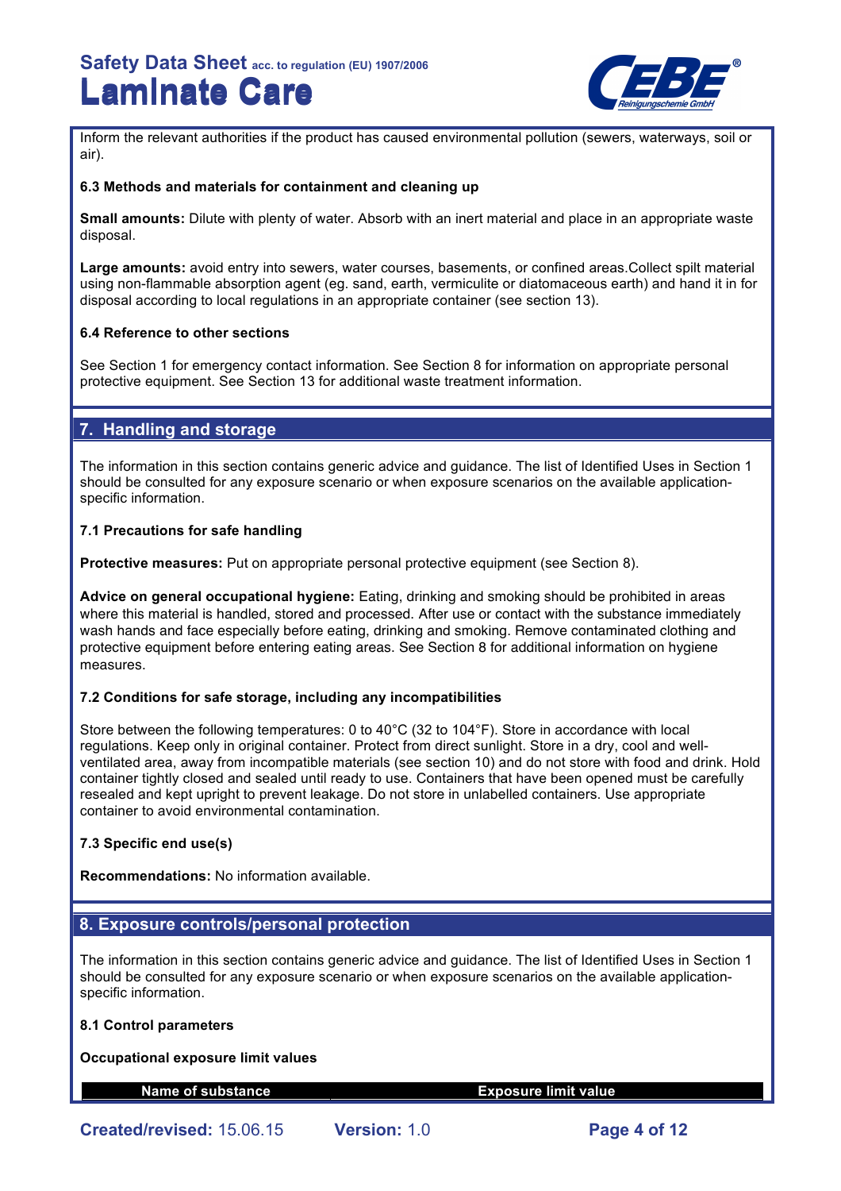Inform the relevant authorities if the product has caused environmental pollution (sewers, waterways, soil or air).

**6.3 Methods and materials for containment and cleaning up**

**Small amounts:** Dilute with plenty of water. Absorb with an inert material and place in an appropriate waste disposal.

**Large amounts:** avoid entry into sewers, water courses, basements, or confined areas.Collect spilt material using non-flammable absorption agent (eg. sand, earth, vermiculite or diatomaceous earth) and hand it in for disposal according to local regulations in an appropriate container (see section 13).

**6.4 Reference to other sections**

See Section 1 for emergency contact information. See Section 8 for information on appropriate personal protective equipment. See Section 13 for additional waste treatment information.

## 7. Handling and storage

The information in this section contains generic advice and guidance. The list of Identified Uses in Section 1 should be consulted for any exposure scenario or when exposure scenarios on the available application-specific information.

**7.1 Precautions for safe handling**

**Protective measures:** Put on appropriate personal protective equipment (see Section 8).

**Advice on general occupational hygiene:** Eating, drinking and smoking should be prohibited in areas where this material is handled, stored and processed. After use or contact with the substance immediately wash hands and face especially before eating, drinking and smoking. Remove contaminated clothing and protective equipment before entering eating areas. See Section 8 for additional information on hygiene measures.

**7.2 Conditions for safe storage, including any incompatibilities**

Store between the following temperatures: 0 to 40°C (32 to 104°F). Store in accordance with local regulations. Keep only in original container. Protect from direct sunlight. Store in a dry, cool and well-ventilated area, away from incompatible materials (see section 10) and do not store with food and drink. Hold container tightly closed and sealed until ready to use. Containers that have been opened must be carefully resealed and kept upright to prevent leakage. Do not store in unlabelled containers. Use appropriate container to avoid environmental contamination.

**7.3 Specific end use(s)**

**Recommendations:** No information available.

## 8. Exposure controls/personal protection

The information in this section contains generic advice and guidance. The list of Identified Uses in Section 1 should be consulted for any exposure scenario or when exposure scenarios on the available application-specific information.

**8.1 Control parameters**

**Occupational exposure limit values**

| Name of substance | Exposure limit value |
| --- | --- |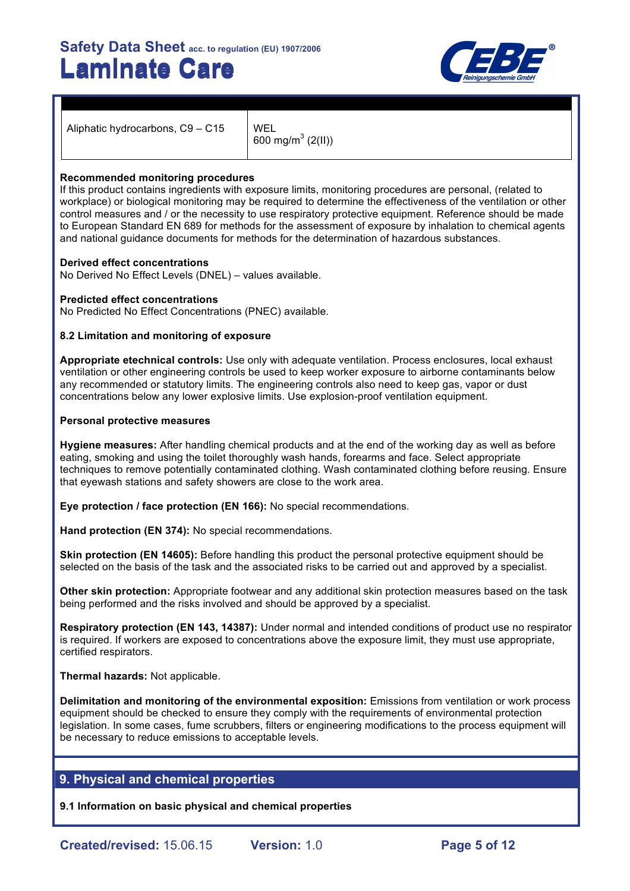| | |
|---|---|
| Aliphatic hydrocarbons, C9 – C15 | WEL<br>600 mg/m$^3$ (2(II)) |

**Recommended monitoring procedures**
If this product contains ingredients with exposure limits, monitoring procedures are personal, (related to workplace) or biological monitoring may be required to determine the effectiveness of the ventilation or other control measures and / or the necessity to use respiratory protective equipment. Reference should be made to European Standard EN 689 for methods for the assessment of exposure by inhalation to chemical agents and national guidance documents for methods for the determination of hazardous substances.

**Derived effect concentrations**
No Derived No Effect Levels (DNEL) – values available.

**Predicted effect concentrations**
No Predicted No Effect Concentrations (PNEC) available.

### 8.2 Limitation and monitoring of exposure

**Appropriate etechnical controls:** Use only with adequate ventilation. Process enclosures, local exhaust ventilation or other engineering controls be used to keep worker exposure to airborne contaminants below any recommended or statutory limits. The engineering controls also need to keep gas, vapor or dust concentrations below any lower explosive limits. Use explosion-proof ventilation equipment.

**Personal protective measures**

**Hygiene measures:** After handling chemical products and at the end of the working day as well as before eating, smoking and using the toilet thoroughly wash hands, forearms and face. Select appropriate techniques to remove potentially contaminated clothing. Wash contaminated clothing before reusing. Ensure that eyewash stations and safety showers are close to the work area.

**Eye protection / face protection (EN 166):** No special recommendations.

**Hand protection (EN 374):** No special recommendations.

**Skin protection (EN 14605):** Before handling this product the personal protective equipment should be selected on the basis of the task and the associated risks to be carried out and approved by a specialist.

**Other skin protection:** Appropriate footwear and any additional skin protection measures based on the task being performed and the risks involved and should be approved by a specialist.

**Respiratory protection (EN 143, 14387):** Under normal and intended conditions of product use no respirator is required. If workers are exposed to concentrations above the exposure limit, they must use appropriate, certified respirators.

**Thermal hazards:** Not applicable.

**Delimitation and monitoring of the environmental exposition:** Emissions from ventilation or work process equipment should be checked to ensure they comply with the requirements of environmental protection legislation. In some cases, fume scrubbers, filters or engineering modifications to the process equipment will be necessary to reduce emissions to acceptable levels.

## 9. Physical and chemical properties

### 9.1 Information on basic physical and chemical properties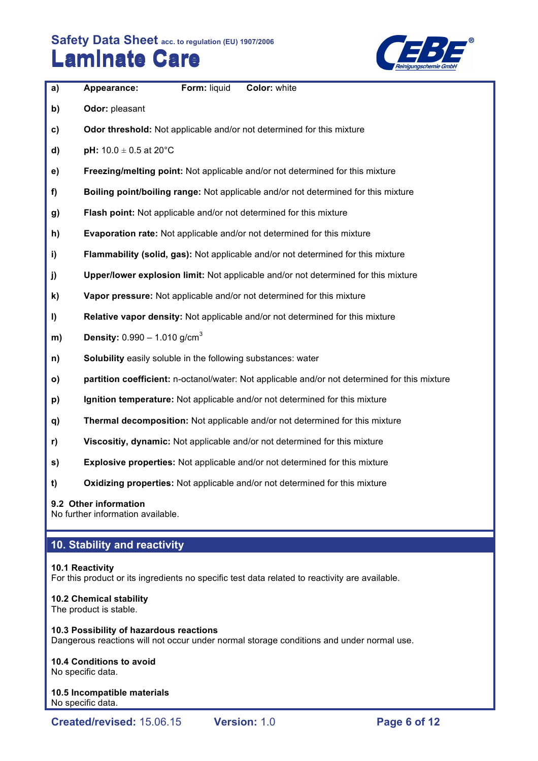**a)** **Appearance:** **Form:** liquid **Color:** white

**b)** **Odor:** pleasant

**c)** **Odor threshold:** Not applicable and/or not determined for this mixture

**d)** **pH:** 10.0 ± 0.5 at 20°C

**e)** **Freezing/melting point:** Not applicable and/or not determined for this mixture

**f)** **Boiling point/boiling range:** Not applicable and/or not determined for this mixture

**g)** **Flash point:** Not applicable and/or not determined for this mixture

**h)** **Evaporation rate:** Not applicable and/or not determined for this mixture

**i)** **Flammability (solid, gas):** Not applicable and/or not determined for this mixture

**j)** **Upper/lower explosion limit:** Not applicable and/or not determined for this mixture

**k)** **Vapor pressure:** Not applicable and/or not determined for this mixture

**l)** **Relative vapor density:** Not applicable and/or not determined for this mixture

**m)** **Density:** 0.990 – 1.010 $g/cm^3$

**n)** **Solubility** easily soluble in the following substances: water

**o)** **partition coefficient:** n-octanol/water: Not applicable and/or not determined for this mixture

**p)** **Ignition temperature:** Not applicable and/or not determined for this mixture

**q)** **Thermal decomposition:** Not applicable and/or not determined for this mixture

**r)** **Viscositiy, dynamic:** Not applicable and/or not determined for this mixture

**s)** **Explosive properties:** Not applicable and/or not determined for this mixture

**t)** **Oxidizing properties:** Not applicable and/or not determined for this mixture

### 9.2 Other information
No further information available.

## 10. Stability and reactivity

### 10.1 Reactivity
For this product or its ingredients no specific test data related to reactivity are available.

### 10.2 Chemical stability
The product is stable.

### 10.3 Possibility of hazardous reactions
Dangerous reactions will not occur under normal storage conditions and under normal use.

### 10.4 Conditions to avoid
No specific data.

### 10.5 Incompatible materials
No specific data.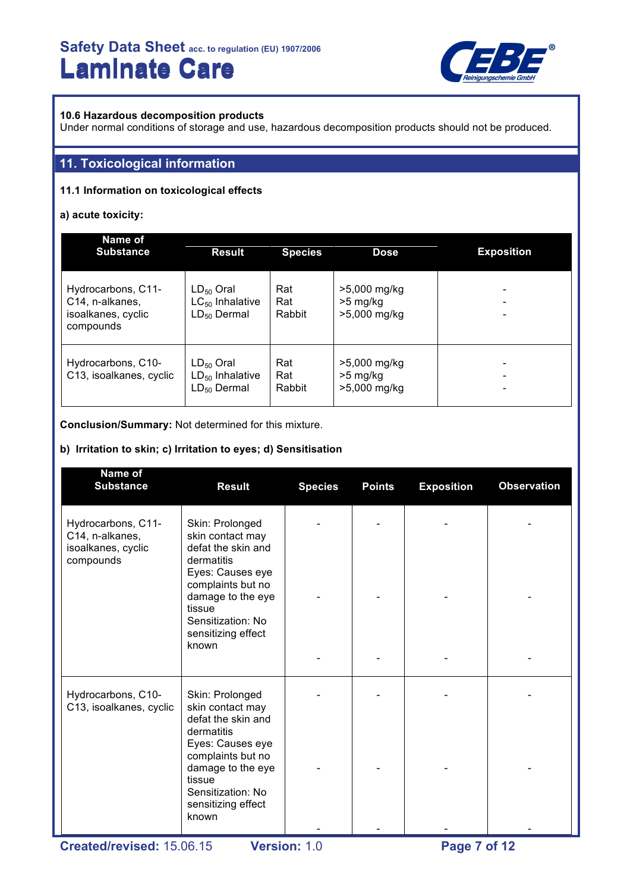### 10.6 Hazardous decomposition products

Under normal conditions of storage and use, hazardous decomposition products should not be produced.

## 11. Toxicological information

### 11.1 Information on toxicological effects

**a) acute toxicity:**

| Name of Substance | Result | Species | Dose | Exposition |
|---|---|---|---|---|
| Hydrocarbons, C11-C14, n-alkanes, isoalkanes, cyclic compounds | $LD_{50}$ Oral<br>$LC_{50}$ Inhalative<br>$LD_{50}$ Dermal | Rat<br>Rat<br>Rabbit | >5,000 mg/kg<br>>5 mg/kg<br>>5,000 mg/kg | -<br>-<br>- |
| Hydrocarbons, C10-C13, isoalkanes, cyclic | $LD_{50}$ Oral<br>$LD_{50}$ Inhalative<br>$LD_{50}$ Dermal | Rat<br>Rat<br>Rabbit | >5,000 mg/kg<br>>5 mg/kg<br>>5,000 mg/kg | -<br>-<br>- |

**Conclusion/Summary:** Not determined for this mixture.

**b) Irritation to skin; c) Irritation to eyes; d) Sensitisation**

| Name of Substance | Result | Species | Points | Exposition | Observation |
|---|---|---|---|---|---|
| Hydrocarbons, C11-C14, n-alkanes, isoalkanes, cyclic compounds | Skin: Prolonged skin contact may defat the skin and dermatitis<br>Eyes: Causes eye complaints but no damage to the eye tissue<br>Sensitization: No sensitizing effect known | -<br>-<br>- | -<br>-<br>- | -<br>-<br>- | -<br>-<br>- |
| Hydrocarbons, C10-C13, isoalkanes, cyclic | Skin: Prolonged skin contact may defat the skin and dermatitis<br>Eyes: Causes eye complaints but no damage to the eye tissue<br>Sensitization: No sensitizing effect known | -<br>-<br>- | -<br>-<br>- | -<br>-<br>- | -<br>-<br>- |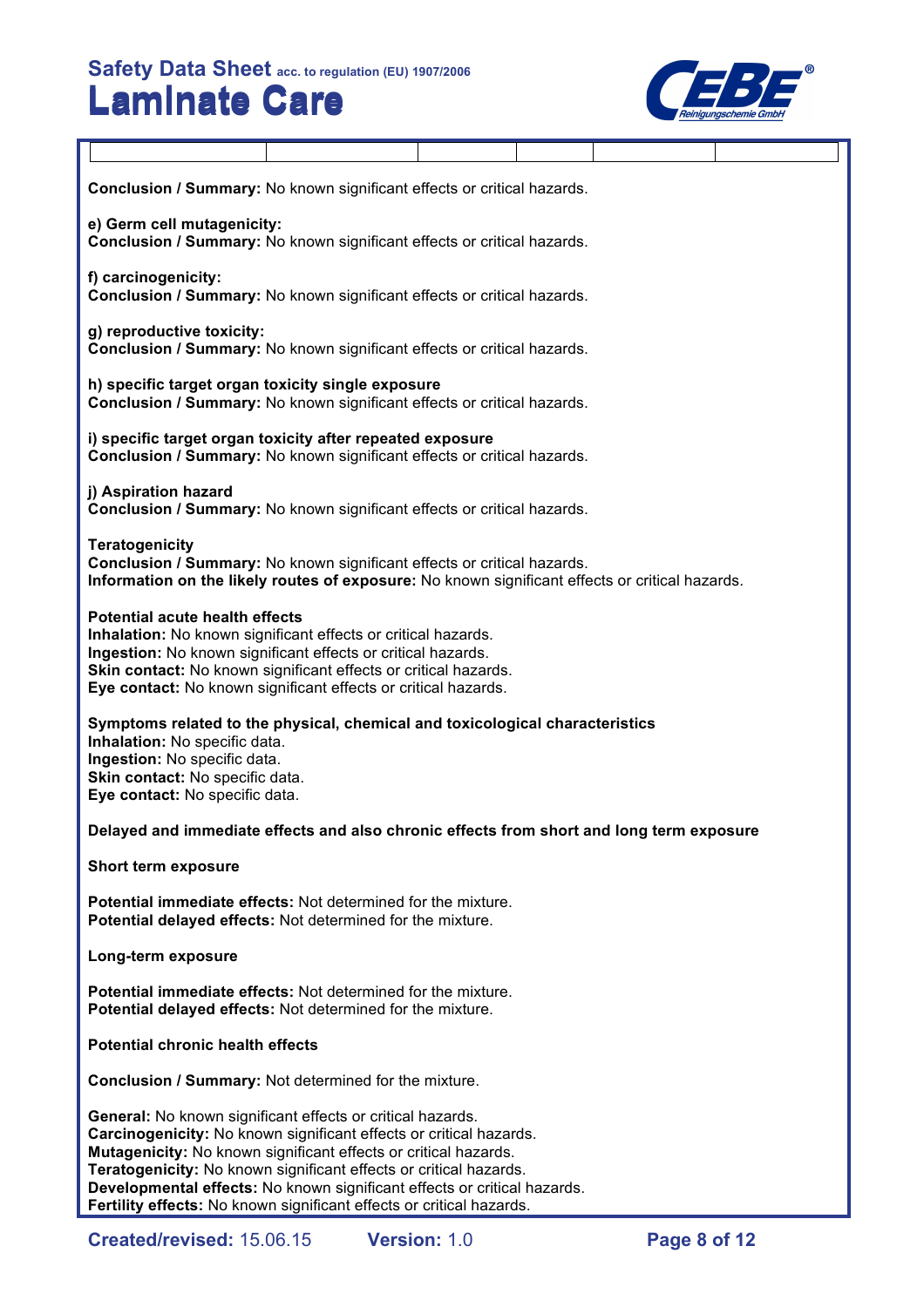| | | | | | |
|---|---|---|---|---|---|

**Conclusion / Summary:** No known significant effects or critical hazards.

**e) Germ cell mutagenicity:**
**Conclusion / Summary:** No known significant effects or critical hazards.

**f) carcinogenicity:**
**Conclusion / Summary:** No known significant effects or critical hazards.

**g) reproductive toxicity:**
**Conclusion / Summary:** No known significant effects or critical hazards.

**h) specific target organ toxicity single exposure**
**Conclusion / Summary:** No known significant effects or critical hazards.

**i) specific target organ toxicity after repeated exposure**
**Conclusion / Summary:** No known significant effects or critical hazards.

**j) Aspiration hazard**
**Conclusion / Summary:** No known significant effects or critical hazards.

**Teratogenicity**
**Conclusion / Summary:** No known significant effects or critical hazards.
**Information on the likely routes of exposure:** No known significant effects or critical hazards.

**Potential acute health effects**
**Inhalation:** No known significant effects or critical hazards.
**Ingestion:** No known significant effects or critical hazards.
**Skin contact:** No known significant effects or critical hazards.
**Eye contact:** No known significant effects or critical hazards.

**Symptoms related to the physical, chemical and toxicological characteristics**
**Inhalation:** No specific data.
**Ingestion:** No specific data.
**Skin contact:** No specific data.
**Eye contact:** No specific data.

**Delayed and immediate effects and also chronic effects from short and long term exposure**

**Short term exposure**

**Potential immediate effects:** Not determined for the mixture.
**Potential delayed effects:** Not determined for the mixture.

**Long-term exposure**

**Potential immediate effects:** Not determined for the mixture.
**Potential delayed effects:** Not determined for the mixture.

**Potential chronic health effects**

**Conclusion / Summary:** Not determined for the mixture.

**General:** No known significant effects or critical hazards.
**Carcinogenicity:** No known significant effects or critical hazards.
**Mutagenicity:** No known significant effects or critical hazards.
**Teratogenicity:** No known significant effects or critical hazards.
**Developmental effects:** No known significant effects or critical hazards.
**Fertility effects:** No known significant effects or critical hazards.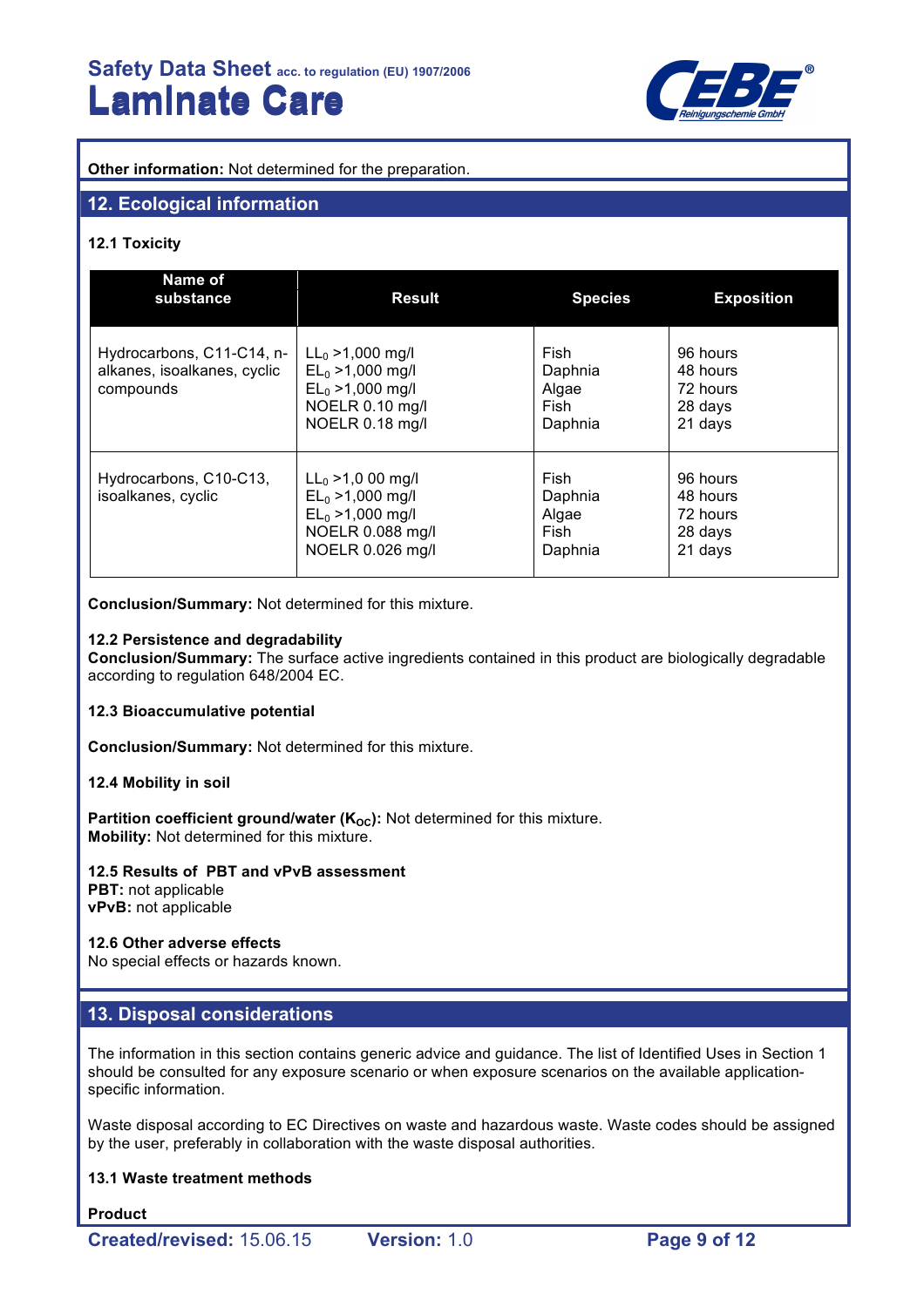**Other information:** Not determined for the preparation.

## 12. Ecological information

### 12.1 Toxicity

| Name of substance | Result | Species | Exposition |
|---|---|---|---|
| Hydrocarbons, C11-C14, n-alkanes, isoalkanes, cyclic compounds | $LL_0$ >1,000 mg/l<br>$EL_0$ >1,000 mg/l<br>$EL_0$ >1,000 mg/l<br>NOELR 0.10 mg/l<br>NOELR 0.18 mg/l | Fish<br>Daphnia<br>Algae<br>Fish<br>Daphnia | 96 hours<br>48 hours<br>72 hours<br>28 days<br>21 days |
| Hydrocarbons, C10-C13, isoalkanes, cyclic | $LL_0$ >1,0 00 mg/l<br>$EL_0$ >1,000 mg/l<br>$EL_0$ >1,000 mg/l<br>NOELR 0.088 mg/l<br>NOELR 0.026 mg/l | Fish<br>Daphnia<br>Algae<br>Fish<br>Daphnia | 96 hours<br>48 hours<br>72 hours<br>28 days<br>21 days |

**Conclusion/Summary:** Not determined for this mixture.

### 12.2 Persistence and degradability

**Conclusion/Summary:** The surface active ingredients contained in this product are biologically degradable according to regulation 648/2004 EC.

### 12.3 Bioaccumulative potential

**Conclusion/Summary:** Not determined for this mixture.

### 12.4 Mobility in soil

**Partition coefficient ground/water ($K_{OC}$):** Not determined for this mixture.
**Mobility:** Not determined for this mixture.

### 12.5 Results of PBT and vPvB assessment

**PBT:** not applicable
**vPvB:** not applicable

### 12.6 Other adverse effects

No special effects or hazards known.

## 13. Disposal considerations

The information in this section contains generic advice and guidance. The list of Identified Uses in Section 1 should be consulted for any exposure scenario or when exposure scenarios on the available application-specific information.

Waste disposal according to EC Directives on waste and hazardous waste. Waste codes should be assigned by the user, preferably in collaboration with the waste disposal authorities.

### 13.1 Waste treatment methods

**Product**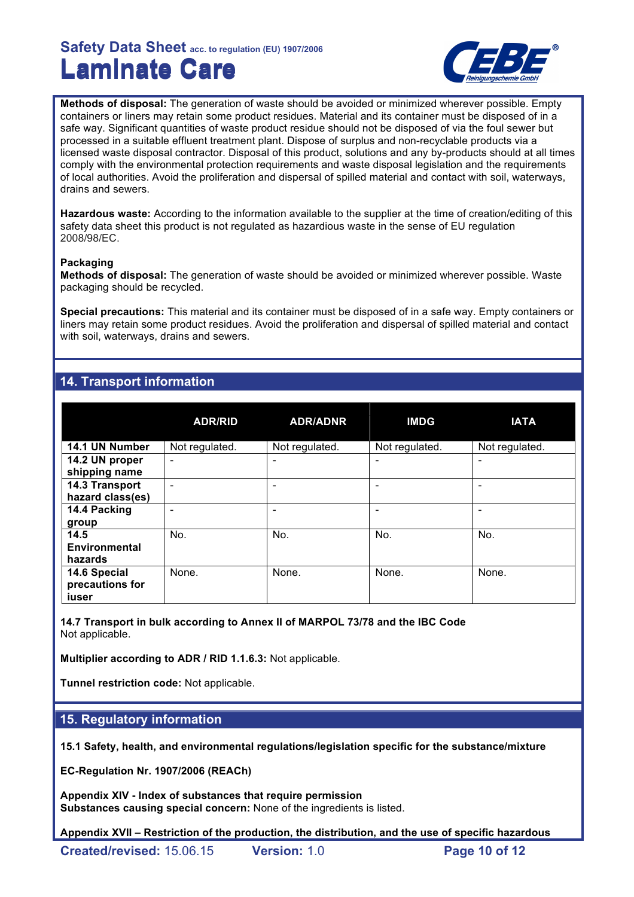**Methods of disposal:** The generation of waste should be avoided or minimized wherever possible. Empty containers or liners may retain some product residues. Material and its container must be disposed of in a safe way. Significant quantities of waste product residue should not be disposed of via the foul sewer but processed in a suitable effluent treatment plant. Dispose of surplus and non-recyclable products via a licensed waste disposal contractor. Disposal of this product, solutions and any by-products should at all times comply with the environmental protection requirements and waste disposal legislation and the requirements of local authorities. Avoid the proliferation and dispersal of spilled material and contact with soil, waterways, drains and sewers.

**Hazardous waste:** According to the information available to the supplier at the time of creation/editing of this safety data sheet this product is not regulated as hazardious waste in the sense of EU regulation 2008/98/EC.

**Packaging**
**Methods of disposal:** The generation of waste should be avoided or minimized wherever possible. Waste packaging should be recycled.

**Special precautions:** This material and its container must be disposed of in a safe way. Empty containers or liners may retain some product residues. Avoid the proliferation and dispersal of spilled material and contact with soil, waterways, drains and sewers.

## 14. Transport information

| | ADR/RID | ADR/ADNR | IMDG | IATA |
|---|---|---|---|---|
| **14.1 UN Number** | Not regulated. | Not regulated. | Not regulated. | Not regulated. |
| **14.2 UN proper shipping name** | - | - | - | - |
| **14.3 Transport hazard class(es)** | - | - | - | - |
| **14.4 Packing group** | - | - | - | - |
| **14.5 Environmental hazards** | No. | No. | No. | No. |
| **14.6 Special precautions for iuser** | None. | None. | None. | None. |

**14.7 Transport in bulk according to Annex II of MARPOL 73/78 and the IBC Code**
Not applicable.

**Multiplier according to ADR / RID 1.1.6.3:** Not applicable.

**Tunnel restriction code:** Not applicable.

## 15. Regulatory information

**15.1 Safety, health, and environmental regulations/legislation specific for the substance/mixture**

**EC-Regulation Nr. 1907/2006 (REACh)**

**Appendix XIV - Index of substances that require permission**
**Substances causing special concern:** None of the ingredients is listed.

**Appendix XVII – Restriction of the production, the distribution, and the use of specific hazardous**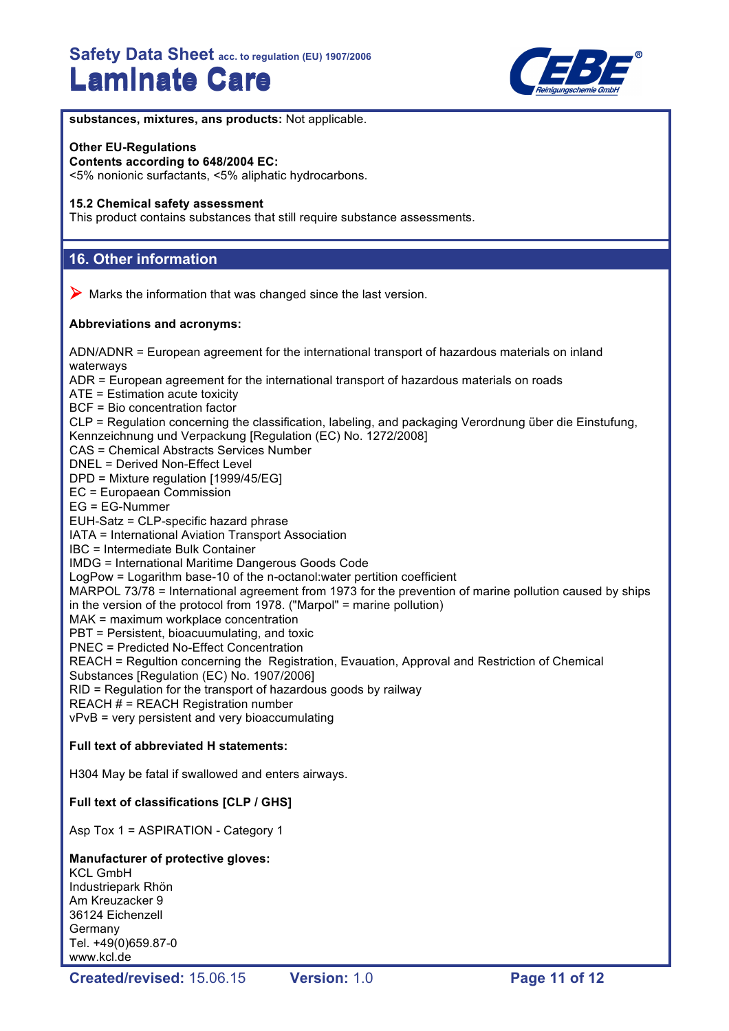**substances, mixtures, ans products:** Not applicable.

**Other EU-Regulations**
**Contents according to 648/2004 EC:**
<5% nonionic surfactants, <5% aliphatic hydrocarbons.

**15.2 Chemical safety assessment**
This product contains substances that still require substance assessments.

## 16. Other information

➤ Marks the information that was changed since the last version.

**Abbreviations and acronyms:**

ADN/ADNR = European agreement for the international transport of hazardous materials on inland waterways
ADR = European agreement for the international transport of hazardous materials on roads
ATE = Estimation acute toxicity
BCF = Bio concentration factor
CLP = Regulation concerning the classification, labeling, and packaging Verordnung über die Einstufung, Kennzeichnung und Verpackung [Regulation (EC) No. 1272/2008]
CAS = Chemical Abstracts Services Number
DNEL = Derived Non-Effect Level
DPD = Mixture regulation [1999/45/EG]
EC = Europaean Commission
EG = EG-Nummer
EUH-Satz = CLP-specific hazard phrase
IATA = International Aviation Transport Association
IBC = Intermediate Bulk Container
IMDG = International Maritime Dangerous Goods Code
LogPow = Logarithm base-10 of the n-octanol:water pertition coefficient
MARPOL 73/78 = International agreement from 1973 for the prevention of marine pollution caused by ships in the version of the protocol from 1978. ("Marpol" = marine pollution)
MAK = maximum workplace concentration
PBT = Persistent, bioacuumulating, and toxic
PNEC = Predicted No-Effect Concentration
REACH = Regultion concerning the Registration, Evauation, Approval and Restriction of Chemical Substances [Regulation (EC) No. 1907/2006]
RID = Regulation for the transport of hazardous goods by railway
REACH # = REACH Registration number
vPvB = very persistent and very bioaccumulating

**Full text of abbreviated H statements:**

H304 May be fatal if swallowed and enters airways.

**Full text of classifications [CLP / GHS]**

Asp Tox 1 = ASPIRATION - Category 1

**Manufacturer of protective gloves:**
KCL GmbH
Industriepark Rhön
Am Kreuzacker 9
36124 Eichenzell
Germany
Tel. +49(0)659.87-0
www.kcl.de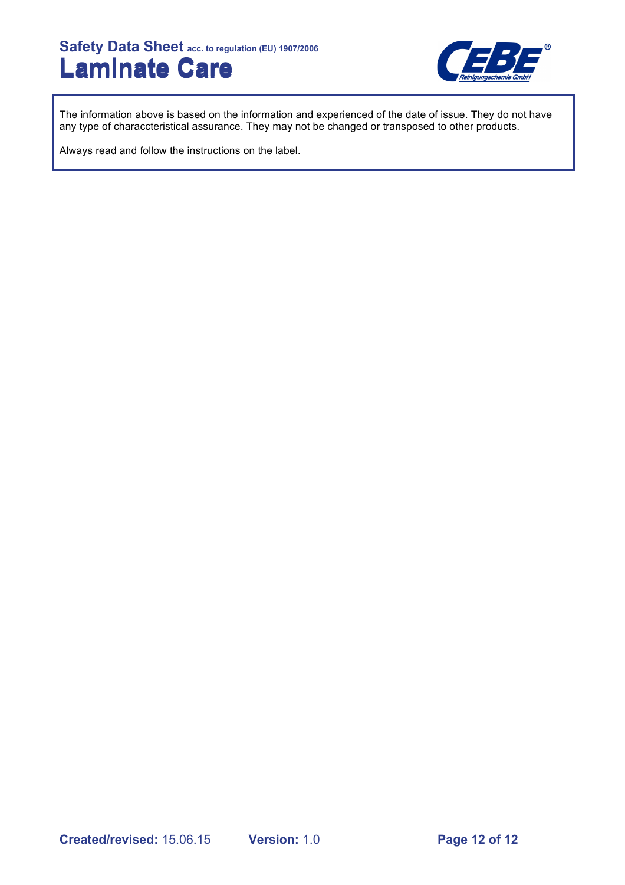The information above is based on the information and experienced of the date of issue. They do not have any type of characcteristical assurance. They may not be changed or transposed to other products.

Always read and follow the instructions on the label.